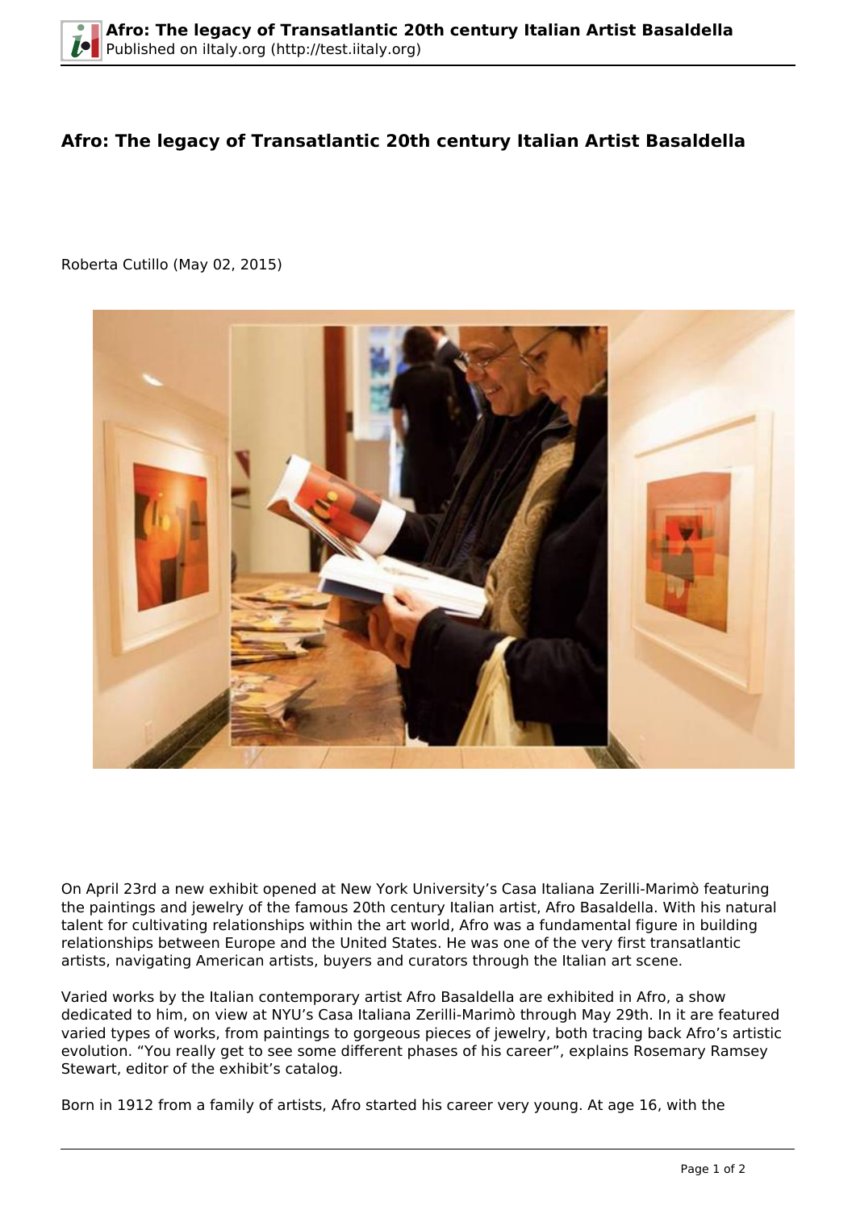# Afro: The legacy of Transatlantic 20th century Italian Artist Basaldella

Roberta Cutillo (May 02, 2015)

On April 23rd a new exhibit opened at New York University's Casa Italiana Zerilli-Marimò featuring the paintings and jewelry of the famous 20th century Italian artist, Afro Basaldella. With his natural talent for cultivating relationships within the art world, Afro was a fundamental figure in building relationships between Europe and the United States. He was one of the very first transatlantic artists, navigating American artists, buyers and curators through the Italian art scene.

Varied works by the Italian contemporary artist Afro Basaldella are exhibited in Afro, a show dedicated to him, on view at NYU's Casa Italiana Zerilli-Marimò through May 29th. In it are featured varied types of works, from paintings to gorgeous pieces of jewelry, both tracing back Afro's artistic evolution. "You really get to see some different phases of his career", explains Rosemary Ramsey Stewart, editor of the exhibit's catalog.

Born in 1912 from a family of artists, Afro started his career very young. At age 16, with the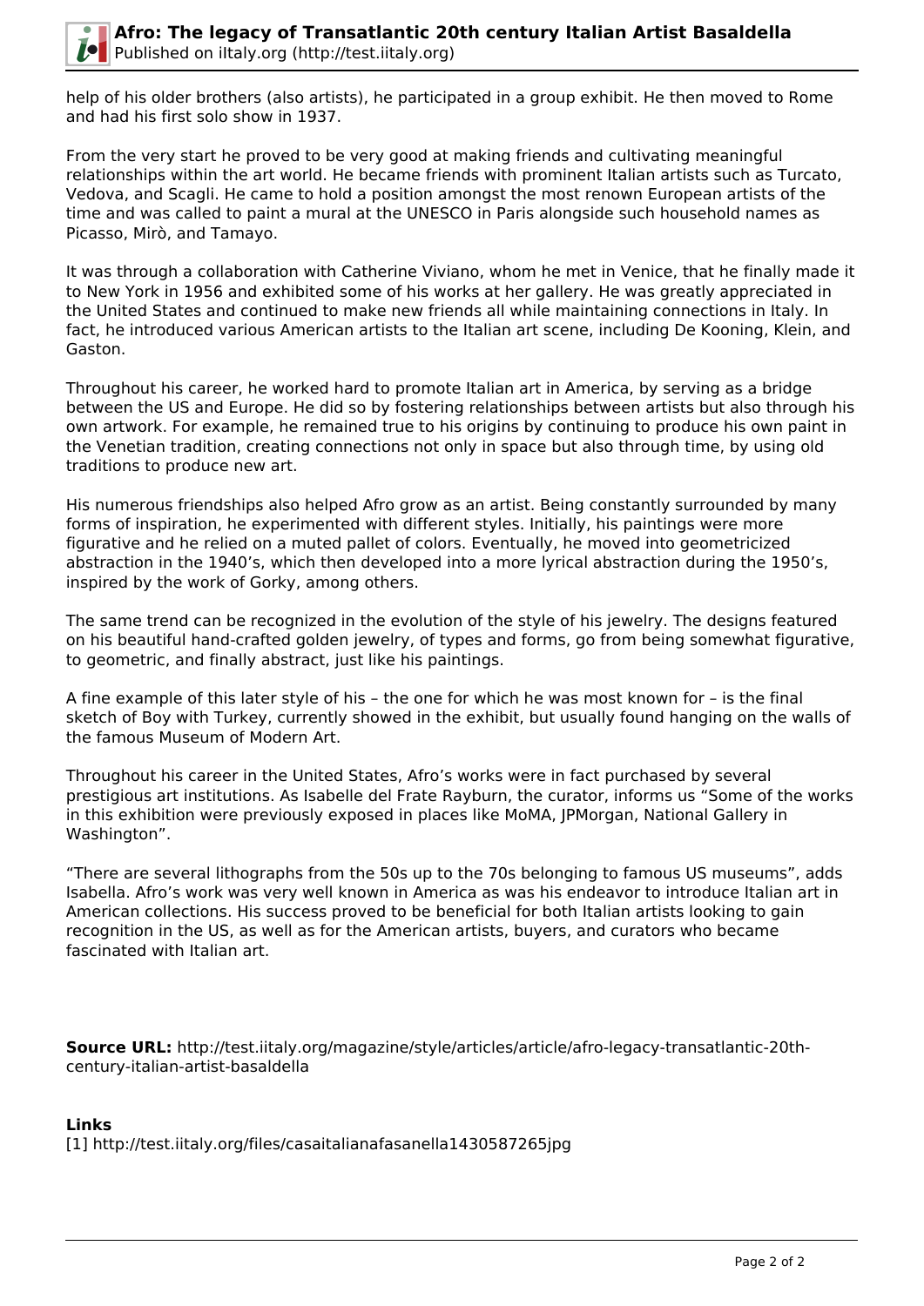help of his older brothers (also artists), he participated in a group exhibit. He then moved to Rome and had his first solo show in 1937.

From the very start he proved to be very good at making friends and cultivating meaningful relationships within the art world. He became friends with prominent Italian artists such as Turcato, Vedova, and Scagli. He came to hold a position amongst the most renown European artists of the time and was called to paint a mural at the UNESCO in Paris alongside such household names as Picasso, Mirò, and Tamayo.

It was through a collaboration with Catherine Viviano, whom he met in Venice, that he finally made it to New York in 1956 and exhibited some of his works at her gallery. He was greatly appreciated in the United States and continued to make new friends all while maintaining connections in Italy. In fact, he introduced various American artists to the Italian art scene, including De Kooning, Klein, and Gaston.

Throughout his career, he worked hard to promote Italian art in America, by serving as a bridge between the US and Europe. He did so by fostering relationships between artists but also through his own artwork. For example, he remained true to his origins by continuing to produce his own paint in the Venetian tradition, creating connections not only in space but also through time, by using old traditions to produce new art.

His numerous friendships also helped Afro grow as an artist. Being constantly surrounded by many forms of inspiration, he experimented with different styles. Initially, his paintings were more figurative and he relied on a muted pallet of colors. Eventually, he moved into geometricized abstraction in the 1940's, which then developed into a more lyrical abstraction during the 1950's, inspired by the work of Gorky, among others.

The same trend can be recognized in the evolution of the style of his jewelry. The designs featured on his beautiful hand-crafted golden jewelry, of types and forms, go from being somewhat figurative, to geometric, and finally abstract, just like his paintings.

A fine example of this later style of his – the one for which he was most known for – is the final sketch of Boy with Turkey, currently showed in the exhibit, but usually found hanging on the walls of the famous Museum of Modern Art.

Throughout his career in the United States, Afro's works were in fact purchased by several prestigious art institutions. As Isabelle del Frate Rayburn, the curator, informs us "Some of the works in this exhibition were previously exposed in places like MoMA, JPMorgan, National Gallery in Washington".

"There are several lithographs from the 50s up to the 70s belonging to famous US museums", adds Isabella. Afro's work was very well known in America as was his endeavor to introduce Italian art in American collections. His success proved to be beneficial for both Italian artists looking to gain recognition in the US, as well as for the American artists, buyers, and curators who became fascinated with Italian art.

**Source URL:** http://test.iitaly.org/magazine/style/articles/article/afro-legacy-transatlantic-20th-century-italian-artist-basaldella

**Links**
[1] http://test.iitaly.org/files/casaitalianafasanella1430587265jpg